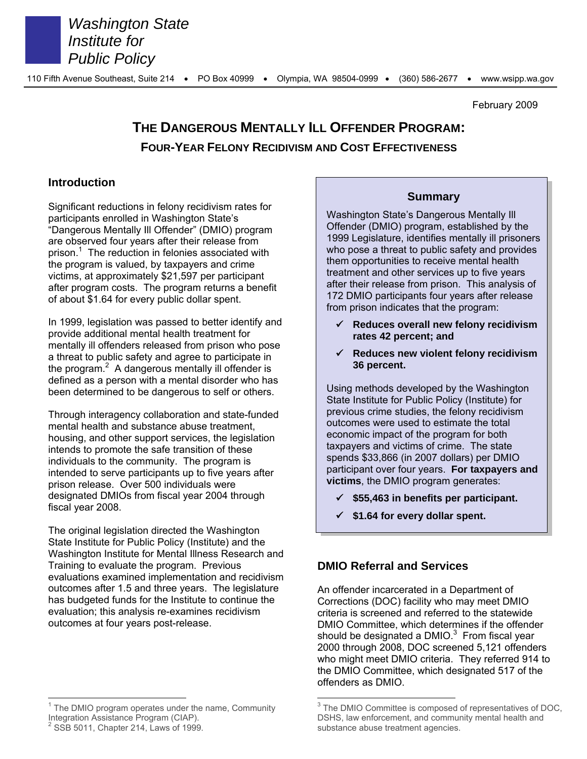*Washington State Institute for Public Policy*

110 Fifth Avenue Southeast, Suite 214 • PO Box 40999 • Olympia, WA 98504-0999 • (360) 586-2677 • www.wsipp.wa.gov

February 2009

# THE DANGEROUS MENTALLY ILL OFFENDER PROGRAM:

## FOUR-YEAR FELONY RECIDIVISM AND COST EFFECTIVENESS

## Introduction

Significant reductions in felony recidivism rates for participants enrolled in Washington State's "Dangerous Mentally Ill Offender" (DMIO) program are observed four years after their release from prison.[1] The reduction in felonies associated with the program is valued, by taxpayers and crime victims, at approximately $21,597 per participant after program costs. The program returns a benefit of about $1.64 for every public dollar spent.

In 1999, legislation was passed to better identify and provide additional mental health treatment for mentally ill offenders released from prison who pose a threat to public safety and agree to participate in the program.[2] A dangerous mentally ill offender is defined as a person with a mental disorder who has been determined to be dangerous to self or others.

Through interagency collaboration and state-funded mental health and substance abuse treatment, housing, and other support services, the legislation intends to promote the safe transition of these individuals to the community. The program is intended to serve participants up to five years after prison release. Over 500 individuals were designated DMIOs from fiscal year 2004 through fiscal year 2008.

The original legislation directed the Washington State Institute for Public Policy (Institute) and the Washington Institute for Mental Illness Research and Training to evaluate the program. Previous evaluations examined implementation and recidivism outcomes after 1.5 and three years. The legislature has budgeted funds for the Institute to continue the evaluation; this analysis re-examines recidivism outcomes at four years post-release.

### Summary

Washington State's Dangerous Mentally Ill Offender (DMIO) program, established by the 1999 Legislature, identifies mentally ill prisoners who pose a threat to public safety and provides them opportunities to receive mental health treatment and other services up to five years after their release from prison. This analysis of 172 DMIO participants four years after release from prison indicates that the program:

- ✓ **Reduces overall new felony recidivism rates 42 percent; and**
- ✓ **Reduces new violent felony recidivism 36 percent.**

Using methods developed by the Washington State Institute for Public Policy (Institute) for previous crime studies, the felony recidivism outcomes were used to estimate the total economic impact of the program for both taxpayers and victims of crime. The state spends $33,866 (in 2007 dollars) per DMIO participant over four years. **For taxpayers and victims**, the DMIO program generates:

- ✓ **$55,463 in benefits per participant.**
- ✓ **$1.64 for every dollar spent.**

## DMIO Referral and Services

An offender incarcerated in a Department of Corrections (DOC) facility who may meet DMIO criteria is screened and referred to the statewide DMIO Committee, which determines if the offender should be designated a DMIO.[3] From fiscal year 2000 through 2008, DOC screened 5,121 offenders who might meet DMIO criteria. They referred 914 to the DMIO Committee, which designated 517 of the offenders as DMIO.

---

[1] The DMIO program operates under the name, Community Integration Assistance Program (CIAP).

[2] SSB 5011, Chapter 214, Laws of 1999.

[3] The DMIO Committee is composed of representatives of DOC, DSHS, law enforcement, and community mental health and substance abuse treatment agencies.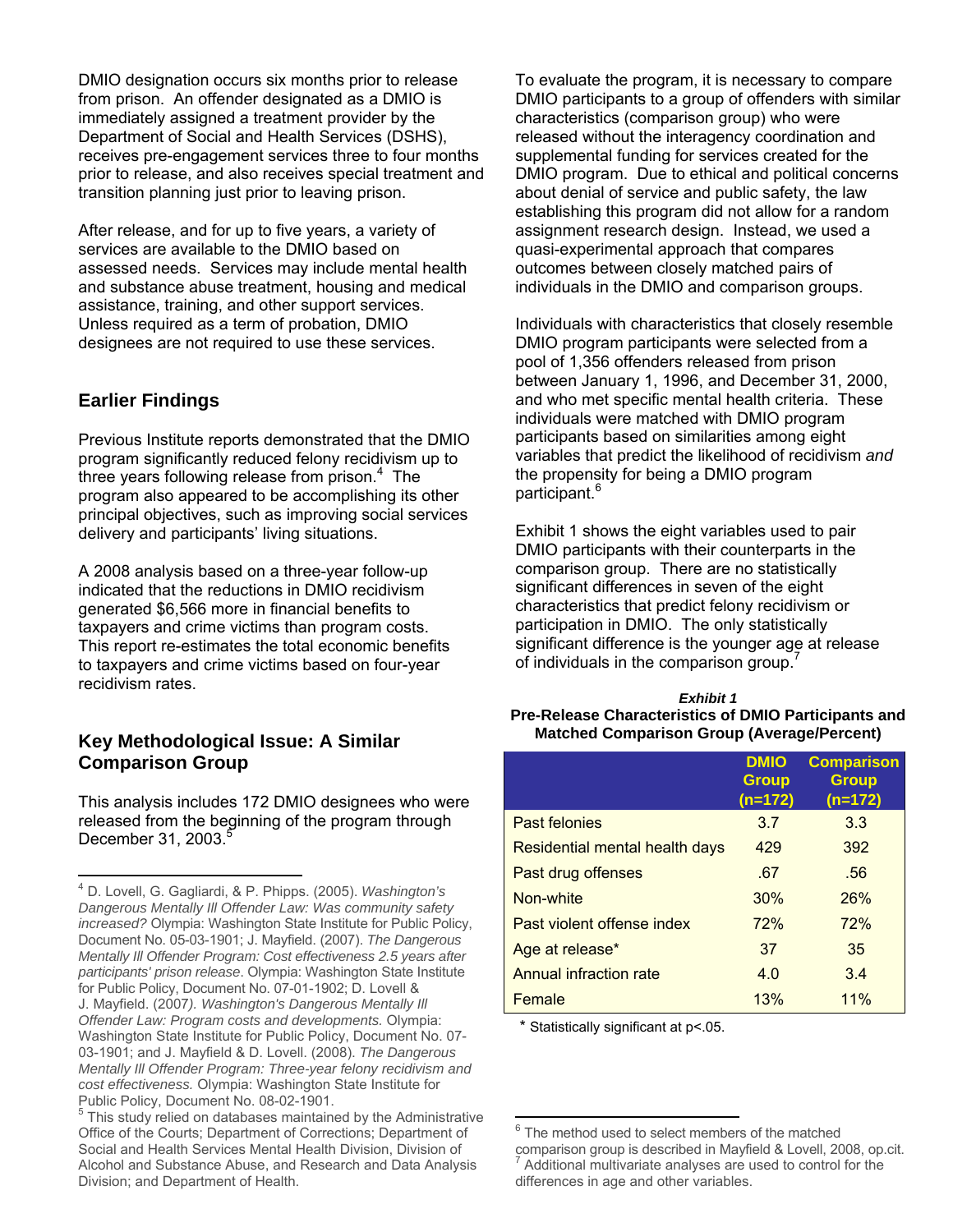DMIO designation occurs six months prior to release from prison. An offender designated as a DMIO is immediately assigned a treatment provider by the Department of Social and Health Services (DSHS), receives pre-engagement services three to four months prior to release, and also receives special treatment and transition planning just prior to leaving prison.

After release, and for up to five years, a variety of services are available to the DMIO based on assessed needs. Services may include mental health and substance abuse treatment, housing and medical assistance, training, and other support services. Unless required as a term of probation, DMIO designees are not required to use these services.

## Earlier Findings

Previous Institute reports demonstrated that the DMIO program significantly reduced felony recidivism up to three years following release from prison.[4] The program also appeared to be accomplishing its other principal objectives, such as improving social services delivery and participants' living situations.

A 2008 analysis based on a three-year follow-up indicated that the reductions in DMIO recidivism generated $6,566 more in financial benefits to taxpayers and crime victims than program costs. This report re-estimates the total economic benefits to taxpayers and crime victims based on four-year recidivism rates.

## Key Methodological Issue: A Similar Comparison Group

This analysis includes 172 DMIO designees who were released from the beginning of the program through December 31, 2003.[5]

To evaluate the program, it is necessary to compare DMIO participants to a group of offenders with similar characteristics (comparison group) who were released without the interagency coordination and supplemental funding for services created for the DMIO program. Due to ethical and political concerns about denial of service and public safety, the law establishing this program did not allow for a random assignment research design. Instead, we used a quasi-experimental approach that compares outcomes between closely matched pairs of individuals in the DMIO and comparison groups.

Individuals with characteristics that closely resemble DMIO program participants were selected from a pool of 1,356 offenders released from prison between January 1, 1996, and December 31, 2000, and who met specific mental health criteria. These individuals were matched with DMIO program participants based on similarities among eight variables that predict the likelihood of recidivism *and* the propensity for being a DMIO program participant.[6]

Exhibit 1 shows the eight variables used to pair DMIO participants with their counterparts in the comparison group. There are no statistically significant differences in seven of the eight characteristics that predict felony recidivism or participation in DMIO. The only statistically significant difference is the younger age at release of individuals in the comparison group.[7]

***Exhibit 1***
**Pre-Release Characteristics of DMIO Participants and Matched Comparison Group (Average/Percent)**

| | DMIO Group (n=172) | Comparison Group (n=172) |
|---|---|---|
| Past felonies | 3.7 | 3.3 |
| Residential mental health days | 429 | 392 |
| Past drug offenses | .67 | .56 |
| Non-white | 30% | 26% |
| Past violent offense index | 72% | 72% |
| Age at release* | 37 | 35 |
| Annual infraction rate | 4.0 | 3.4 |
| Female | 13% | 11% |

\* Statistically significant at $p<.05$.

---

[4] D. Lovell, G. Gagliardi, & P. Phipps. (2005). *Washington's Dangerous Mentally Ill Offender Law: Was community safety increased?* Olympia: Washington State Institute for Public Policy, Document No. 05-03-1901; J. Mayfield. (2007). *The Dangerous Mentally Ill Offender Program: Cost effectiveness 2.5 years after participants' prison release*. Olympia: Washington State Institute for Public Policy, Document No. 07-01-1902; D. Lovell & J. Mayfield. (2007*). Washington's Dangerous Mentally Ill Offender Law: Program costs and developments.* Olympia: Washington State Institute for Public Policy, Document No. 07-03-1901; and J. Mayfield & D. Lovell. (2008). *The Dangerous Mentally Ill Offender Program: Three-year felony recidivism and cost effectiveness.* Olympia: Washington State Institute for Public Policy, Document No. 08-02-1901.

[5] This study relied on databases maintained by the Administrative Office of the Courts; Department of Corrections; Department of Social and Health Services Mental Health Division, Division of Alcohol and Substance Abuse, and Research and Data Analysis Division; and Department of Health.

[6] The method used to select members of the matched comparison group is described in Mayfield & Lovell, 2008, op.cit.

[7] Additional multivariate analyses are used to control for the differences in age and other variables.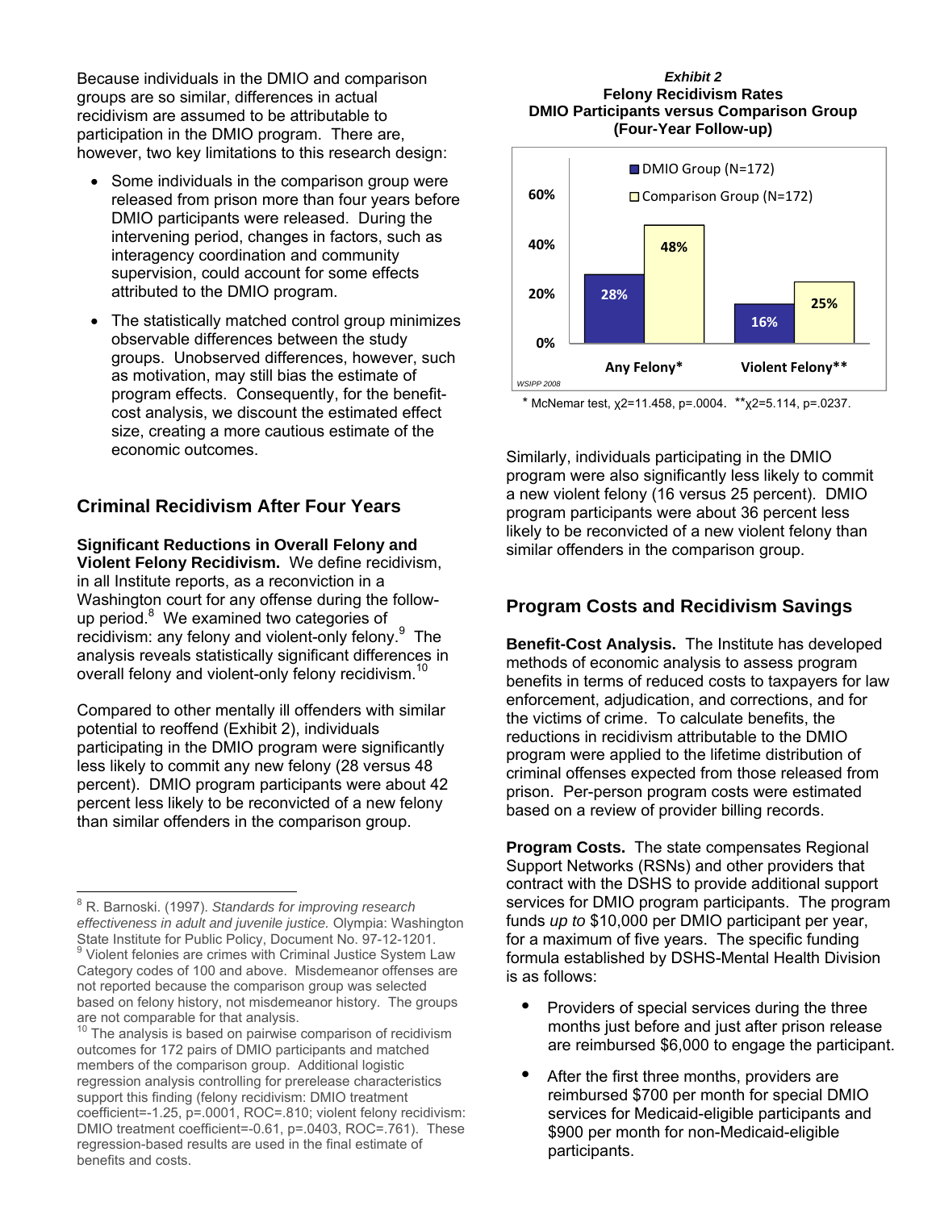Because individuals in the DMIO and comparison groups are so similar, differences in actual recidivism are assumed to be attributable to participation in the DMIO program. There are, however, two key limitations to this research design:

- Some individuals in the comparison group were released from prison more than four years before DMIO participants were released. During the intervening period, changes in factors, such as interagency coordination and community supervision, could account for some effects attributed to the DMIO program.
- The statistically matched control group minimizes observable differences between the study groups. Unobserved differences, however, such as motivation, may still bias the estimate of program effects. Consequently, for the benefit-cost analysis, we discount the estimated effect size, creating a more cautious estimate of the economic outcomes.

## Criminal Recidivism After Four Years

**Significant Reductions in Overall Felony and Violent Felony Recidivism.** We define recidivism, in all Institute reports, as a reconviction in a Washington court for any offense during the follow-up period.[8] We examined two categories of recidivism: any felony and violent-only felony.[9] The analysis reveals statistically significant differences in overall felony and violent-only felony recidivism.[10]

Compared to other mentally ill offenders with similar potential to reoffend (Exhibit 2), individuals participating in the DMIO program were significantly less likely to commit any new felony (28 versus 48 percent). DMIO program participants were about 42 percent less likely to be reconvicted of a new felony than similar offenders in the comparison group.

*Exhibit 2*
**Felony Recidivism Rates**
**DMIO Participants versus Comparison Group**
**(Four-Year Follow-up)**

| | DMIO Group (N=172) | Comparison Group (N=172) |
|---|---|---|
| Any Felony* | 28% | 48% |
| Violent Felony** | 16% | 25% |

WSIPP 2008

\* McNemar test, $\chi^2$=11.458, p=.0004. \*\*$\chi^2$=5.114, p=.0237.

Similarly, individuals participating in the DMIO program were also significantly less likely to commit a new violent felony (16 versus 25 percent). DMIO program participants were about 36 percent less likely to be reconvicted of a new violent felony than similar offenders in the comparison group.

## Program Costs and Recidivism Savings

**Benefit-Cost Analysis.** The Institute has developed methods of economic analysis to assess program benefits in terms of reduced costs to taxpayers for law enforcement, adjudication, and corrections, and for the victims of crime. To calculate benefits, the reductions in recidivism attributable to the DMIO program were applied to the lifetime distribution of criminal offenses expected from those released from prison. Per-person program costs were estimated based on a review of provider billing records.

**Program Costs.** The state compensates Regional Support Networks (RSNs) and other providers that contract with the DSHS to provide additional support services for DMIO program participants. The program funds *up to* $10,000 per DMIO participant per year, for a maximum of five years. The specific funding formula established by DSHS-Mental Health Division is as follows:

- Providers of special services during the three months just before and just after prison release are reimbursed $6,000 to engage the participant.
- After the first three months, providers are reimbursed $700 per month for special DMIO services for Medicaid-eligible participants and $900 per month for non-Medicaid-eligible participants.

---

[8] R. Barnoski. (1997). *Standards for improving research effectiveness in adult and juvenile justice.* Olympia: Washington State Institute for Public Policy, Document No. 97-12-1201.

[9] Violent felonies are crimes with Criminal Justice System Law Category codes of 100 and above. Misdemeanor offenses are not reported because the comparison group was selected based on felony history, not misdemeanor history. The groups are not comparable for that analysis.

[10] The analysis is based on pairwise comparison of recidivism outcomes for 172 pairs of DMIO participants and matched members of the comparison group. Additional logistic regression analysis controlling for prerelease characteristics support this finding (felony recidivism: DMIO treatment coefficient=-1.25, p=.0001, ROC=.810; violent felony recidivism: DMIO treatment coefficient=-0.61, p=.0403, ROC=.761). These regression-based results are used in the final estimate of benefits and costs.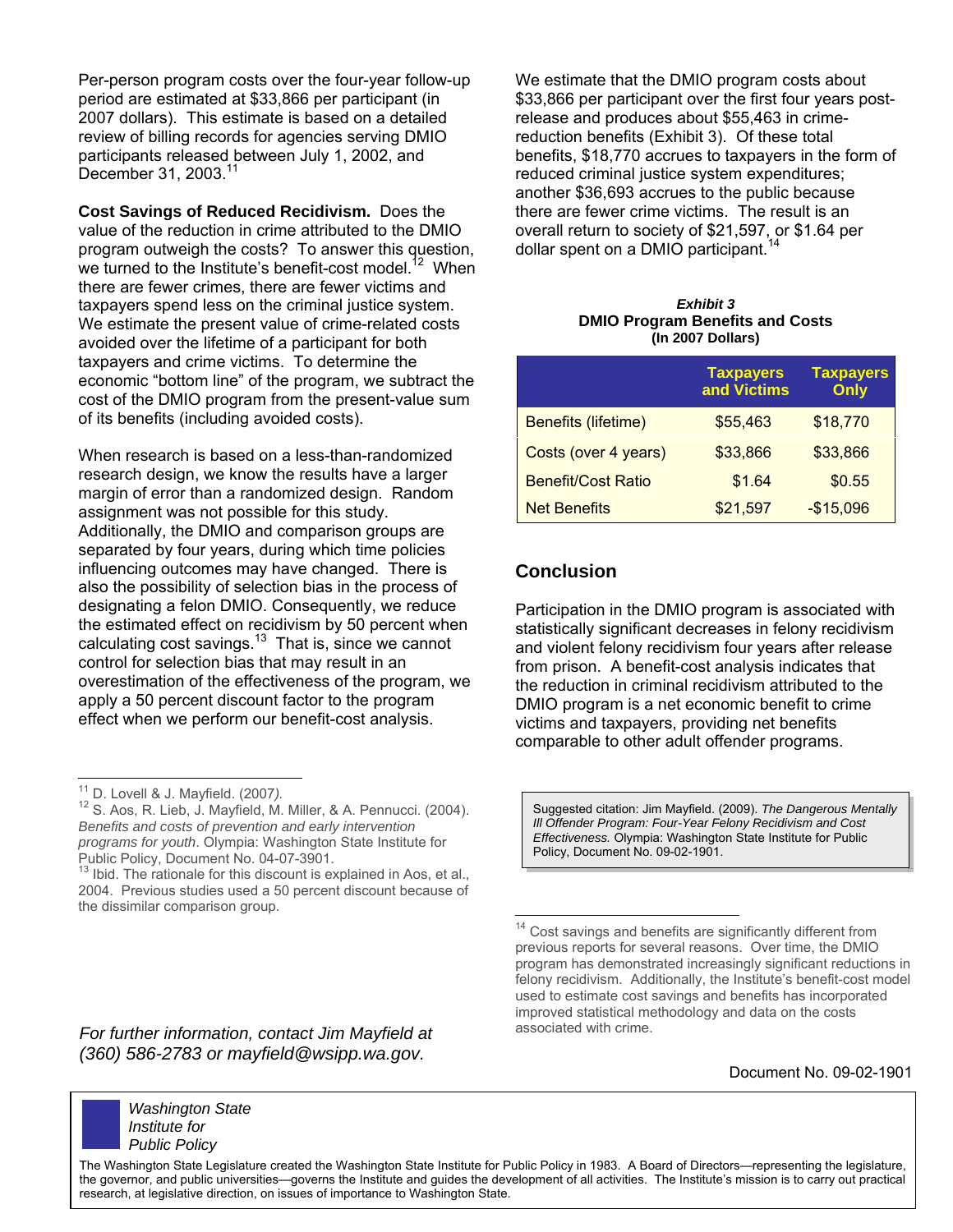Per-person program costs over the four-year follow-up period are estimated at $33,866 per participant (in 2007 dollars). This estimate is based on a detailed review of billing records for agencies serving DMIO participants released between July 1, 2002, and December 31, 2003.[11]

**Cost Savings of Reduced Recidivism.** Does the value of the reduction in crime attributed to the DMIO program outweigh the costs? To answer this question, we turned to the Institute's benefit-cost model.[12] When there are fewer crimes, there are fewer victims and taxpayers spend less on the criminal justice system. We estimate the present value of crime-related costs avoided over the lifetime of a participant for both taxpayers and crime victims. To determine the economic "bottom line" of the program, we subtract the cost of the DMIO program from the present-value sum of its benefits (including avoided costs).

When research is based on a less-than-randomized research design, we know the results have a larger margin of error than a randomized design. Random assignment was not possible for this study. Additionally, the DMIO and comparison groups are separated by four years, during which time policies influencing outcomes may have changed. There is also the possibility of selection bias in the process of designating a felon DMIO. Consequently, we reduce the estimated effect on recidivism by 50 percent when calculating cost savings.[13] That is, since we cannot control for selection bias that may result in an overestimation of the effectiveness of the program, we apply a 50 percent discount factor to the program effect when we perform our benefit-cost analysis.

We estimate that the DMIO program costs about $33,866 per participant over the first four years post-release and produces about $55,463 in crime-reduction benefits (Exhibit 3). Of these total benefits, $18,770 accrues to taxpayers in the form of reduced criminal justice system expenditures; another $36,693 accrues to the public because there are fewer crime victims. The result is an overall return to society of $21,597, or $1.64 per dollar spent on a DMIO participant.[14]

***Exhibit 3***
**DMIO Program Benefits and Costs**
**(In 2007 Dollars)**

| | Taxpayers and Victims | Taxpayers Only |
|---|---|---|
| Benefits (lifetime) | $55,463 | $18,770 |
| Costs (over 4 years) | $33,866 | $33,866 |
| Benefit/Cost Ratio | $1.64 | $0.55 |
| Net Benefits | $21,597 | -$15,096 |

## Conclusion

Participation in the DMIO program is associated with statistically significant decreases in felony recidivism and violent felony recidivism four years after release from prison. A benefit-cost analysis indicates that the reduction in criminal recidivism attributed to the DMIO program is a net economic benefit to crime victims and taxpayers, providing net benefits comparable to other adult offender programs.

Suggested citation: Jim Mayfield. (2009). *The Dangerous Mentally Ill Offender Program: Four-Year Felony Recidivism and Cost Effectiveness.* Olympia: Washington State Institute for Public Policy, Document No. 09-02-1901.

---

[11] D. Lovell & J. Mayfield. (2007*).*

[12] S. Aos, R. Lieb, J. Mayfield, M. Miller, & A. Pennucci. (2004). *Benefits and costs of prevention and early intervention programs for youth*. Olympia: Washington State Institute for Public Policy, Document No. 04-07-3901.

[13] Ibid. The rationale for this discount is explained in Aos, et al., 2004. Previous studies used a 50 percent discount because of the dissimilar comparison group.

[14] Cost savings and benefits are significantly different from previous reports for several reasons. Over time, the DMIO program has demonstrated increasingly significant reductions in felony recidivism. Additionally, the Institute's benefit-cost model used to estimate cost savings and benefits has incorporated improved statistical methodology and data on the costs associated with crime.

*For further information, contact Jim Mayfield at (360) 586-2783 or mayfield@wsipp.wa.gov.*

Document No. 09-02-1901

*Washington State Institute for Public Policy*

The Washington State Legislature created the Washington State Institute for Public Policy in 1983. A Board of Directors—representing the legislature, the governor, and public universities—governs the Institute and guides the development of all activities. The Institute's mission is to carry out practical research, at legislative direction, on issues of importance to Washington State.